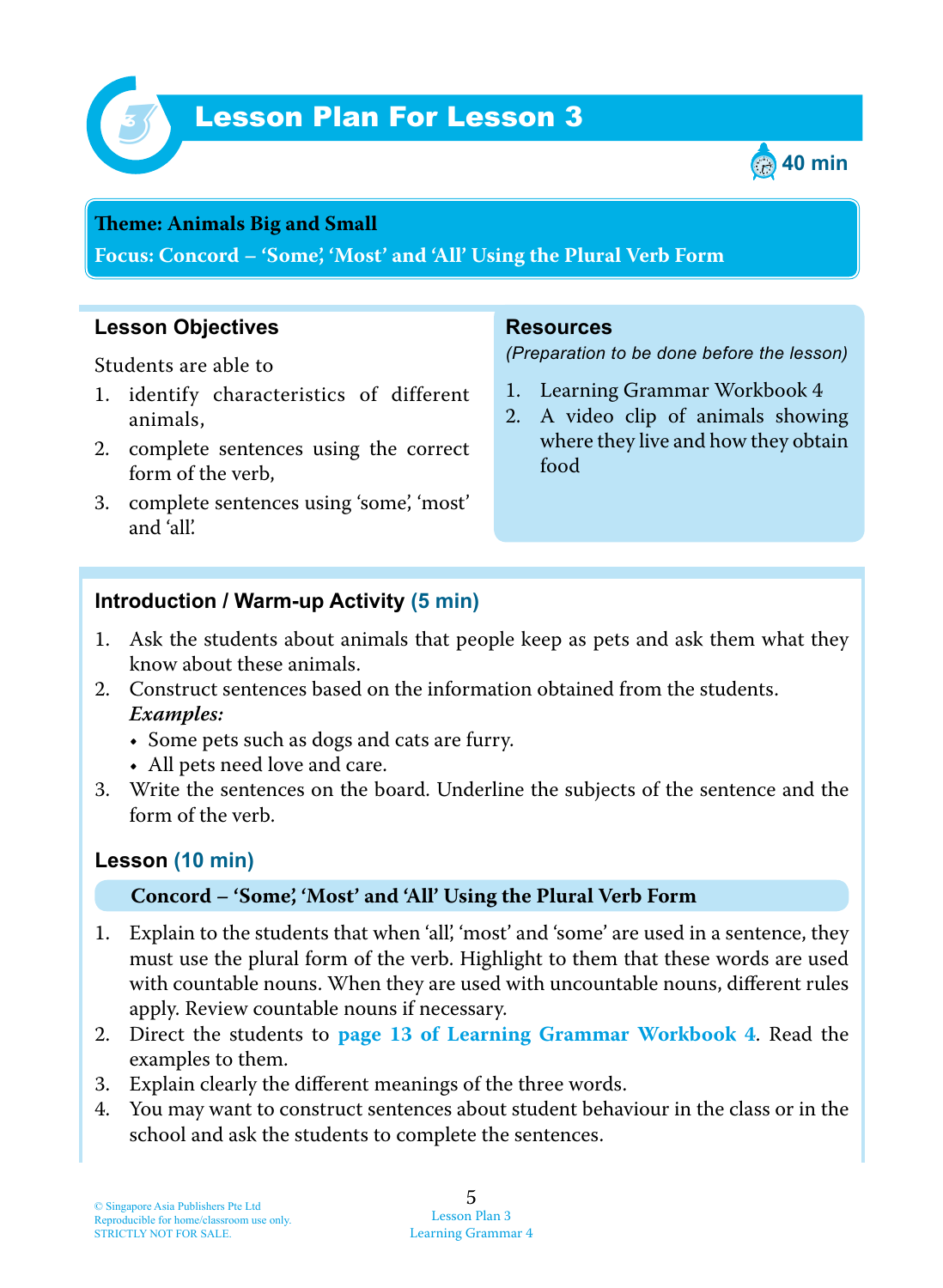# Lesson Plan For Lesson 3

40 min

**Theme: Animals Big and Small**

**Focus: Concord – 'Some', 'Most' and 'All' Using the Plural Verb Form**

## Lesson Objectives

Students are able to

1. identify characteristics of different animals,
2. complete sentences using the correct form of the verb,
3. complete sentences using 'some', 'most' and 'all'.

## Resources

*(Preparation to be done before the lesson)*

1. Learning Grammar Workbook 4
2. A video clip of animals showing where they live and how they obtain food

## Introduction / Warm-up Activity (5 min)

1. Ask the students about animals that people keep as pets and ask them what they know about these animals.
2. Construct sentences based on the information obtained from the students.
   ***Examples:***
   - Some pets such as dogs and cats are furry.
   - All pets need love and care.
3. Write the sentences on the board. Underline the subjects of the sentence and the form of the verb.

## Lesson (10 min)

**Concord – 'Some', 'Most' and 'All' Using the Plural Verb Form**

1. Explain to the students that when 'all', 'most' and 'some' are used in a sentence, they must use the plural form of the verb. Highlight to them that these words are used with countable nouns. When they are used with uncountable nouns, different rules apply. Review countable nouns if necessary.
2. Direct the students to **page 13 of Learning Grammar Workbook 4**. Read the examples to them.
3. Explain clearly the different meanings of the three words.
4. You may want to construct sentences about student behaviour in the class or in the school and ask the students to complete the sentences.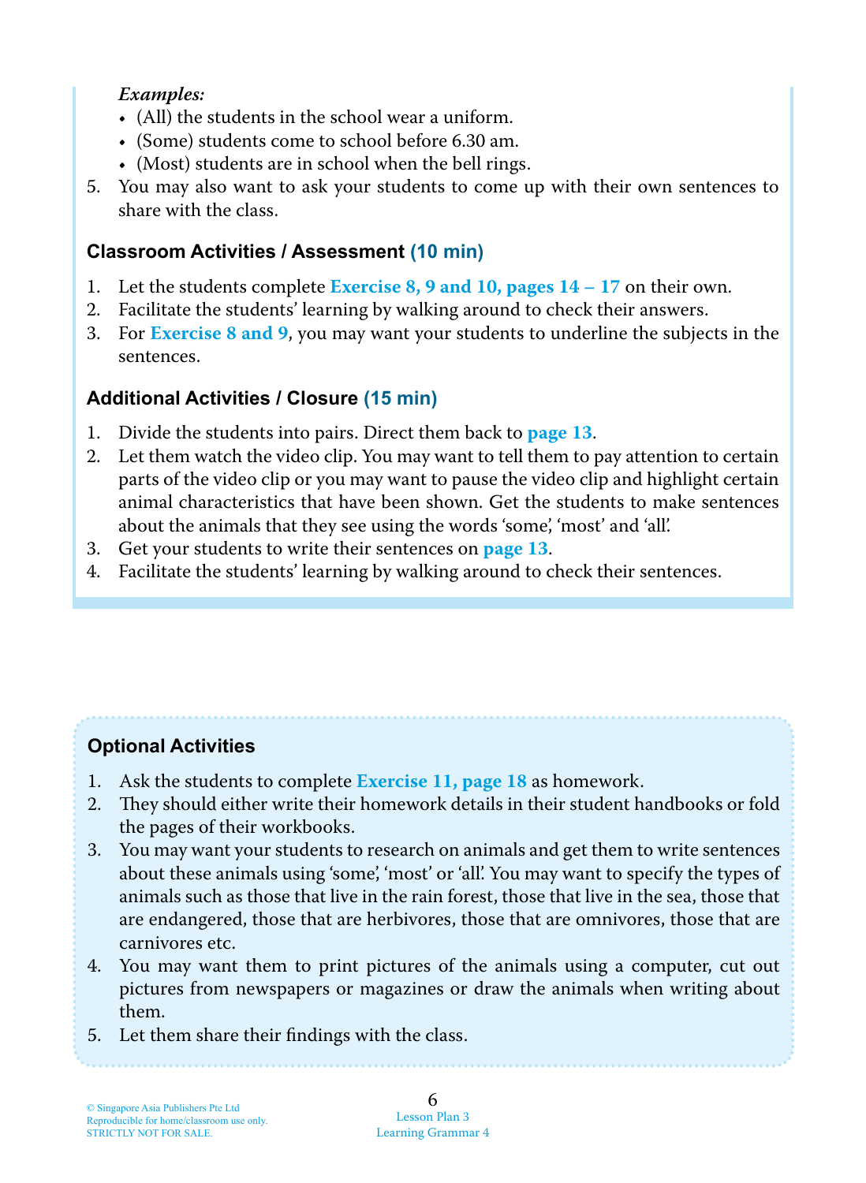*Examples:*

- (All) the students in the school wear a uniform.
- (Some) students come to school before 6.30 am.
- (Most) students are in school when the bell rings.

5. You may also want to ask your students to come up with their own sentences to share with the class.

### Classroom Activities / Assessment (10 min)

1. Let the students complete **Exercise 8, 9 and 10, pages 14 – 17** on their own.
2. Facilitate the students' learning by walking around to check their answers.
3. For **Exercise 8 and 9**, you may want your students to underline the subjects in the sentences.

### Additional Activities / Closure (15 min)

1. Divide the students into pairs. Direct them back to **page 13**.
2. Let them watch the video clip. You may want to tell them to pay attention to certain parts of the video clip or you may want to pause the video clip and highlight certain animal characteristics that have been shown. Get the students to make sentences about the animals that they see using the words 'some', 'most' and 'all'.
3. Get your students to write their sentences on **page 13**.
4. Facilitate the students' learning by walking around to check their sentences.

### Optional Activities

1. Ask the students to complete **Exercise 11, page 18** as homework.
2. They should either write their homework details in their student handbooks or fold the pages of their workbooks.
3. You may want your students to research on animals and get them to write sentences about these animals using 'some', 'most' or 'all'. You may want to specify the types of animals such as those that live in the rain forest, those that live in the sea, those that are endangered, those that are herbivores, those that are omnivores, those that are carnivores etc.
4. You may want them to print pictures of the animals using a computer, cut out pictures from newspapers or magazines or draw the animals when writing about them.
5. Let them share their findings with the class.